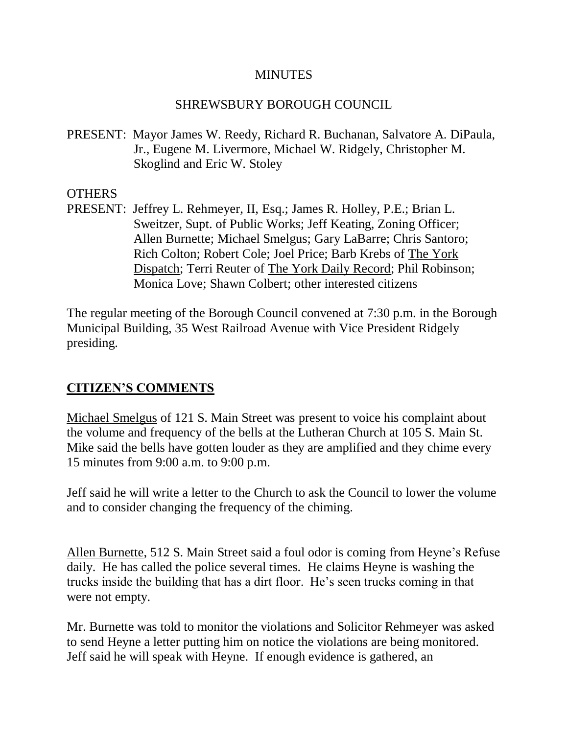MINUTES

SHREWSBURY BOROUGH COUNCIL

PRESENT: Mayor James W. Reedy, Richard R. Buchanan, Salvatore A. DiPaula, Jr., Eugene M. Livermore, Michael W. Ridgely, Christopher M. Skoglind and Eric W. Stoley

OTHERS
PRESENT: Jeffrey L. Rehmeyer, II, Esq.; James R. Holley, P.E.; Brian L. Sweitzer, Supt. of Public Works; Jeff Keating, Zoning Officer; Allen Burnette; Michael Smelgus; Gary LaBarre; Chris Santoro; Rich Colton; Robert Cole; Joel Price; Barb Krebs of The York Dispatch; Terri Reuter of The York Daily Record; Phil Robinson; Monica Love; Shawn Colbert; other interested citizens

The regular meeting of the Borough Council convened at 7:30 p.m. in the Borough Municipal Building, 35 West Railroad Avenue with Vice President Ridgely presiding.

## CITIZEN'S COMMENTS

Michael Smelgus of 121 S. Main Street was present to voice his complaint about the volume and frequency of the bells at the Lutheran Church at 105 S. Main St. Mike said the bells have gotten louder as they are amplified and they chime every 15 minutes from 9:00 a.m. to 9:00 p.m.

Jeff said he will write a letter to the Church to ask the Council to lower the volume and to consider changing the frequency of the chiming.

Allen Burnette, 512 S. Main Street said a foul odor is coming from Heyne's Refuse daily. He has called the police several times. He claims Heyne is washing the trucks inside the building that has a dirt floor. He's seen trucks coming in that were not empty.

Mr. Burnette was told to monitor the violations and Solicitor Rehmeyer was asked to send Heyne a letter putting him on notice the violations are being monitored. Jeff said he will speak with Heyne. If enough evidence is gathered, an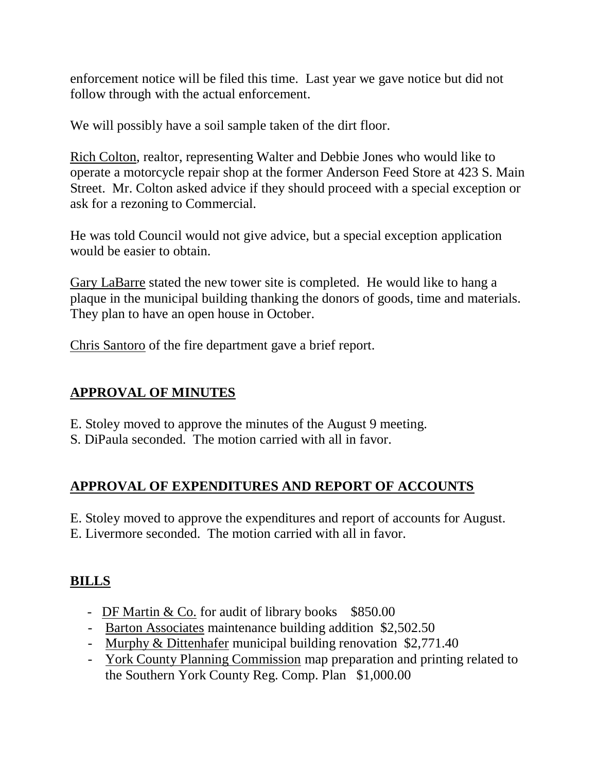enforcement notice will be filed this time. Last year we gave notice but did not follow through with the actual enforcement.

We will possibly have a soil sample taken of the dirt floor.

Rich Colton, realtor, representing Walter and Debbie Jones who would like to operate a motorcycle repair shop at the former Anderson Feed Store at 423 S. Main Street. Mr. Colton asked advice if they should proceed with a special exception or ask for a rezoning to Commercial.

He was told Council would not give advice, but a special exception application would be easier to obtain.

Gary LaBarre stated the new tower site is completed. He would like to hang a plaque in the municipal building thanking the donors of goods, time and materials. They plan to have an open house in October.

Chris Santoro of the fire department gave a brief report.

## APPROVAL OF MINUTES

E. Stoley moved to approve the minutes of the August 9 meeting.
S. DiPaula seconded. The motion carried with all in favor.

## APPROVAL OF EXPENDITURES AND REPORT OF ACCOUNTS

E. Stoley moved to approve the expenditures and report of accounts for August.
E. Livermore seconded. The motion carried with all in favor.

## BILLS

- DF Martin & Co. for audit of library books $850.00
- Barton Associates maintenance building addition $2,502.50
- Murphy & Dittenhafer municipal building renovation $2,771.40
- York County Planning Commission map preparation and printing related to the Southern York County Reg. Comp. Plan $1,000.00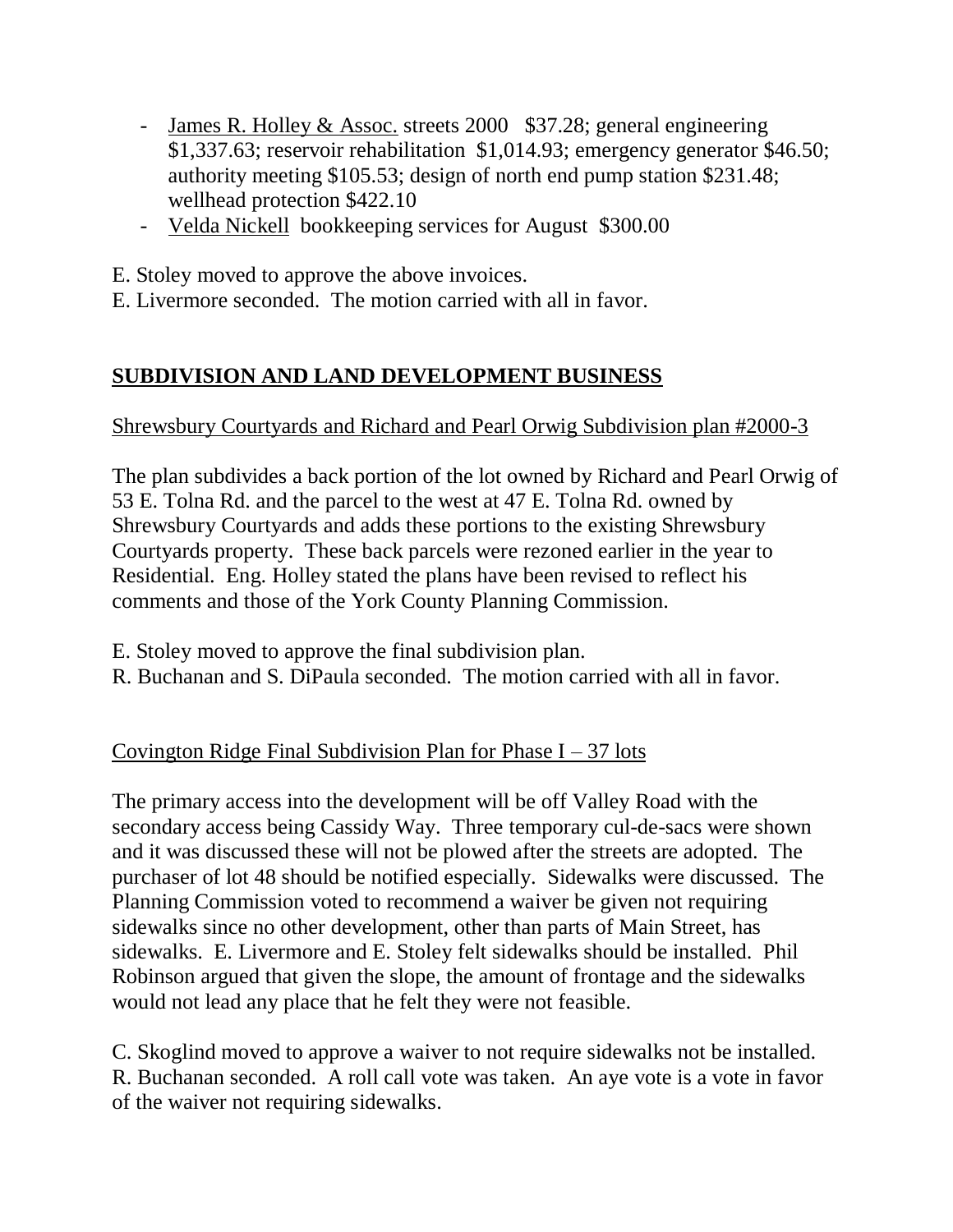- <u>James R. Holley & Assoc.</u> streets 2000 $37.28; general engineering $1,337.63; reservoir rehabilitation $1,014.93; emergency generator $46.50; authority meeting $105.53; design of north end pump station $231.48; wellhead protection $422.10
- <u>Velda Nickell</u> bookkeeping services for August $300.00

E. Stoley moved to approve the above invoices.
E. Livermore seconded. The motion carried with all in favor.

## **SUBDIVISION AND LAND DEVELOPMENT BUSINESS**

<u>Shrewsbury Courtyards and Richard and Pearl Orwig Subdivision plan #2000-3</u>

The plan subdivides a back portion of the lot owned by Richard and Pearl Orwig of 53 E. Tolna Rd. and the parcel to the west at 47 E. Tolna Rd. owned by Shrewsbury Courtyards and adds these portions to the existing Shrewsbury Courtyards property. These back parcels were rezoned earlier in the year to Residential. Eng. Holley stated the plans have been revised to reflect his comments and those of the York County Planning Commission.

E. Stoley moved to approve the final subdivision plan.
R. Buchanan and S. DiPaula seconded. The motion carried with all in favor.

<u>Covington Ridge Final Subdivision Plan for Phase I – 37 lots</u>

The primary access into the development will be off Valley Road with the secondary access being Cassidy Way. Three temporary cul-de-sacs were shown and it was discussed these will not be plowed after the streets are adopted. The purchaser of lot 48 should be notified especially. Sidewalks were discussed. The Planning Commission voted to recommend a waiver be given not requiring sidewalks since no other development, other than parts of Main Street, has sidewalks. E. Livermore and E. Stoley felt sidewalks should be installed. Phil Robinson argued that given the slope, the amount of frontage and the sidewalks would not lead any place that he felt they were not feasible.

C. Skoglind moved to approve a waiver to not require sidewalks not be installed.
R. Buchanan seconded. A roll call vote was taken. An aye vote is a vote in favor of the waiver not requiring sidewalks.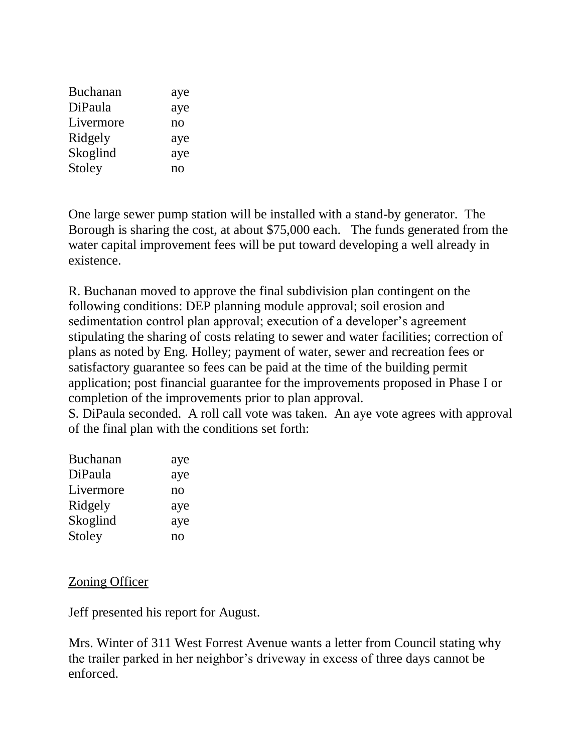| | |
|---|---|
| Buchanan | aye |
| DiPaula | aye |
| Livermore | no |
| Ridgely | aye |
| Skoglind | aye |
| Stoley | no |

One large sewer pump station will be installed with a stand-by generator. The Borough is sharing the cost, at about $75,000 each. The funds generated from the water capital improvement fees will be put toward developing a well already in existence.

R. Buchanan moved to approve the final subdivision plan contingent on the following conditions: DEP planning module approval; soil erosion and sedimentation control plan approval; execution of a developer's agreement stipulating the sharing of costs relating to sewer and water facilities; correction of plans as noted by Eng. Holley; payment of water, sewer and recreation fees or satisfactory guarantee so fees can be paid at the time of the building permit application; post financial guarantee for the improvements proposed in Phase I or completion of the improvements prior to plan approval.
S. DiPaula seconded. A roll call vote was taken. An aye vote agrees with approval of the final plan with the conditions set forth:

| | |
|---|---|
| Buchanan | aye |
| DiPaula | aye |
| Livermore | no |
| Ridgely | aye |
| Skoglind | aye |
| Stoley | no |

<u>Zoning Officer</u>

Jeff presented his report for August.

Mrs. Winter of 311 West Forrest Avenue wants a letter from Council stating why the trailer parked in her neighbor's driveway in excess of three days cannot be enforced.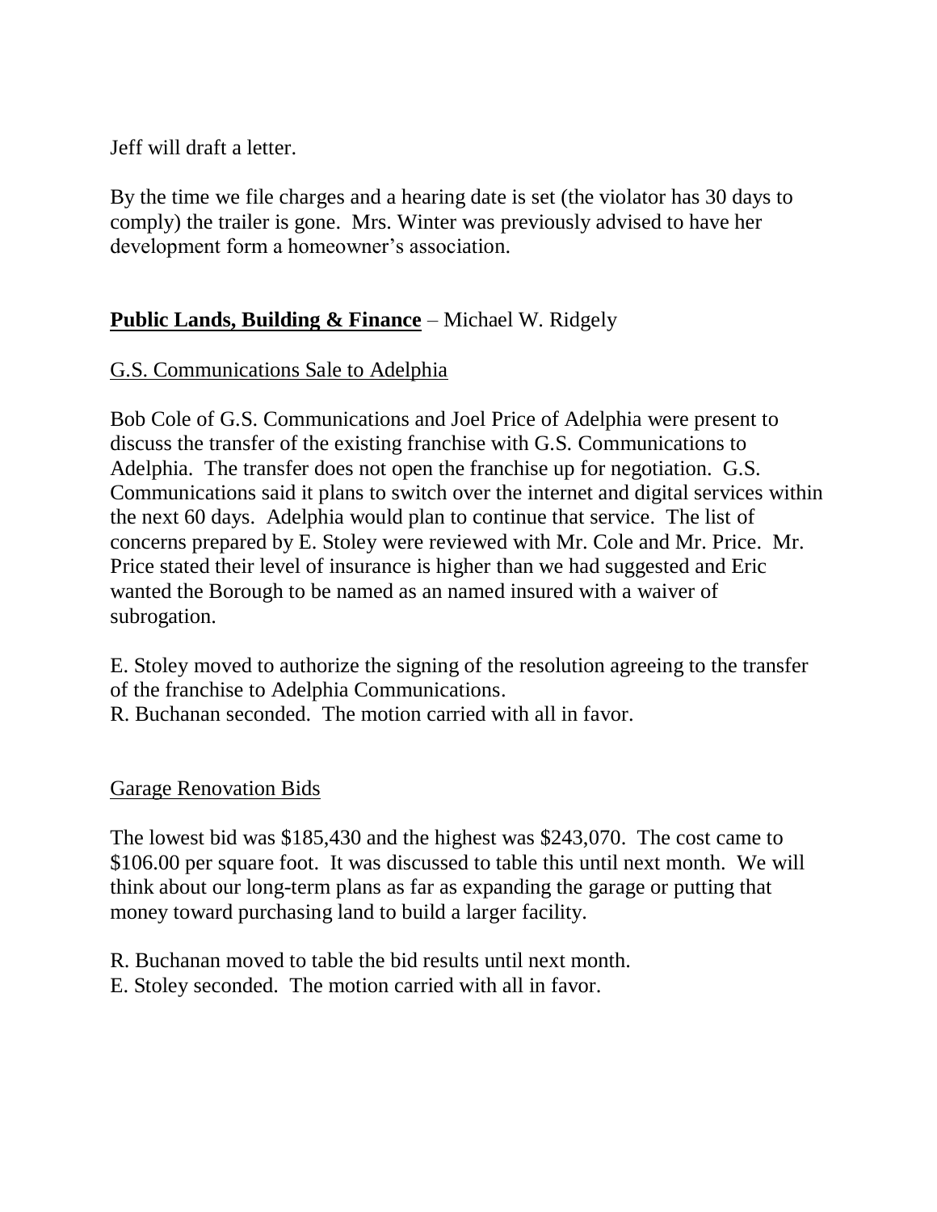Jeff will draft a letter.

By the time we file charges and a hearing date is set (the violator has 30 days to comply) the trailer is gone. Mrs. Winter was previously advised to have her development form a homeowner's association.

## **Public Lands, Building & Finance** – Michael W. Ridgely

### G.S. Communications Sale to Adelphia

Bob Cole of G.S. Communications and Joel Price of Adelphia were present to discuss the transfer of the existing franchise with G.S. Communications to Adelphia. The transfer does not open the franchise up for negotiation. G.S. Communications said it plans to switch over the internet and digital services within the next 60 days. Adelphia would plan to continue that service. The list of concerns prepared by E. Stoley were reviewed with Mr. Cole and Mr. Price. Mr. Price stated their level of insurance is higher than we had suggested and Eric wanted the Borough to be named as an named insured with a waiver of subrogation.

E. Stoley moved to authorize the signing of the resolution agreeing to the transfer of the franchise to Adelphia Communications.
R. Buchanan seconded. The motion carried with all in favor.

### Garage Renovation Bids

The lowest bid was $185,430 and the highest was $243,070. The cost came to $106.00 per square foot. It was discussed to table this until next month. We will think about our long-term plans as far as expanding the garage or putting that money toward purchasing land to build a larger facility.

R. Buchanan moved to table the bid results until next month.
E. Stoley seconded. The motion carried with all in favor.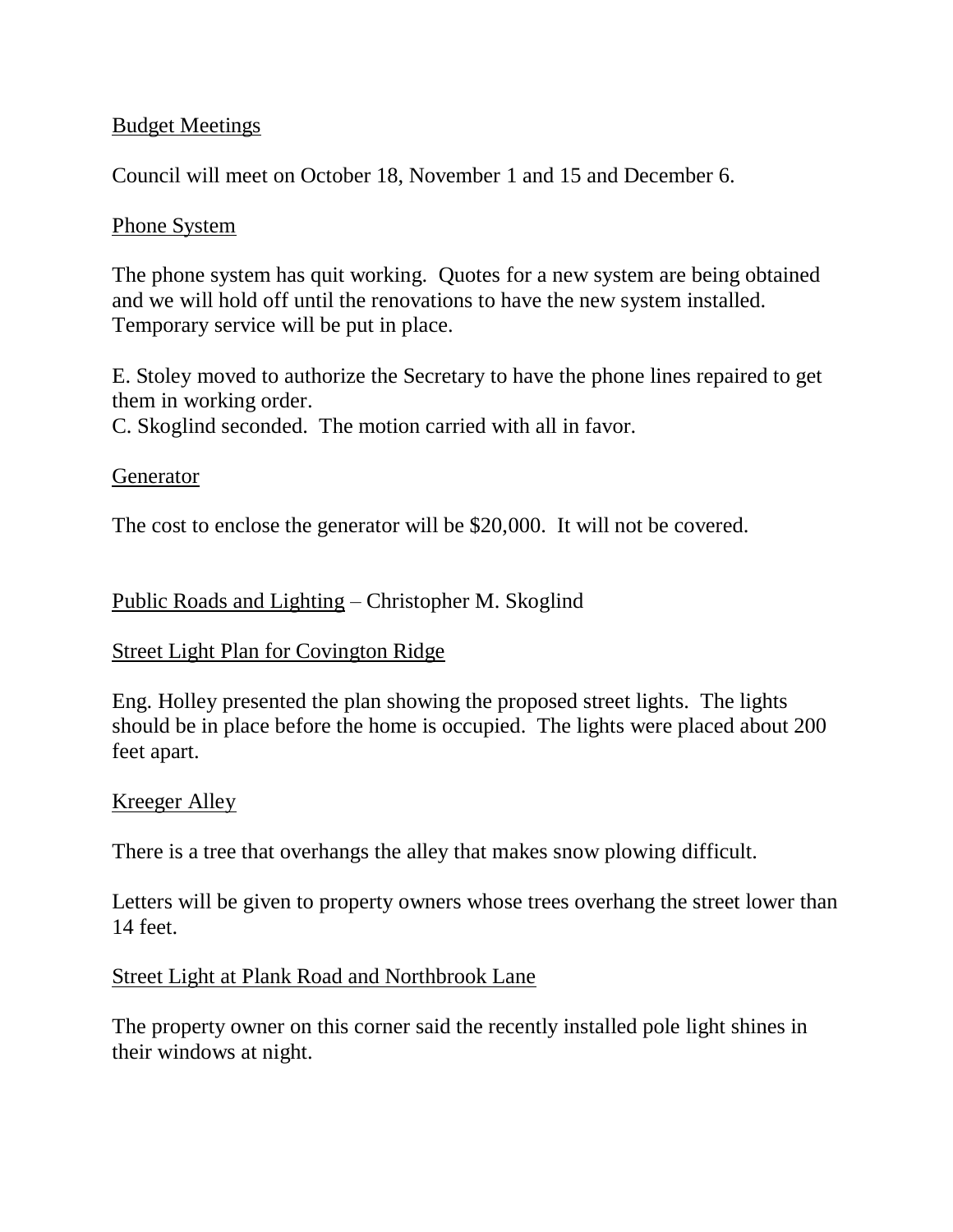<u>Budget Meetings</u>

Council will meet on October 18, November 1 and 15 and December 6.

<u>Phone System</u>

The phone system has quit working. Quotes for a new system are being obtained and we will hold off until the renovations to have the new system installed. Temporary service will be put in place.

E. Stoley moved to authorize the Secretary to have the phone lines repaired to get them in working order.
C. Skoglind seconded. The motion carried with all in favor.

<u>Generator</u>

The cost to enclose the generator will be $20,000. It will not be covered.

<u>Public Roads and Lighting</u> – Christopher M. Skoglind

<u>Street Light Plan for Covington Ridge</u>

Eng. Holley presented the plan showing the proposed street lights. The lights should be in place before the home is occupied. The lights were placed about 200 feet apart.

<u>Kreeger Alley</u>

There is a tree that overhangs the alley that makes snow plowing difficult.

Letters will be given to property owners whose trees overhang the street lower than 14 feet.

<u>Street Light at Plank Road and Northbrook Lane</u>

The property owner on this corner said the recently installed pole light shines in their windows at night.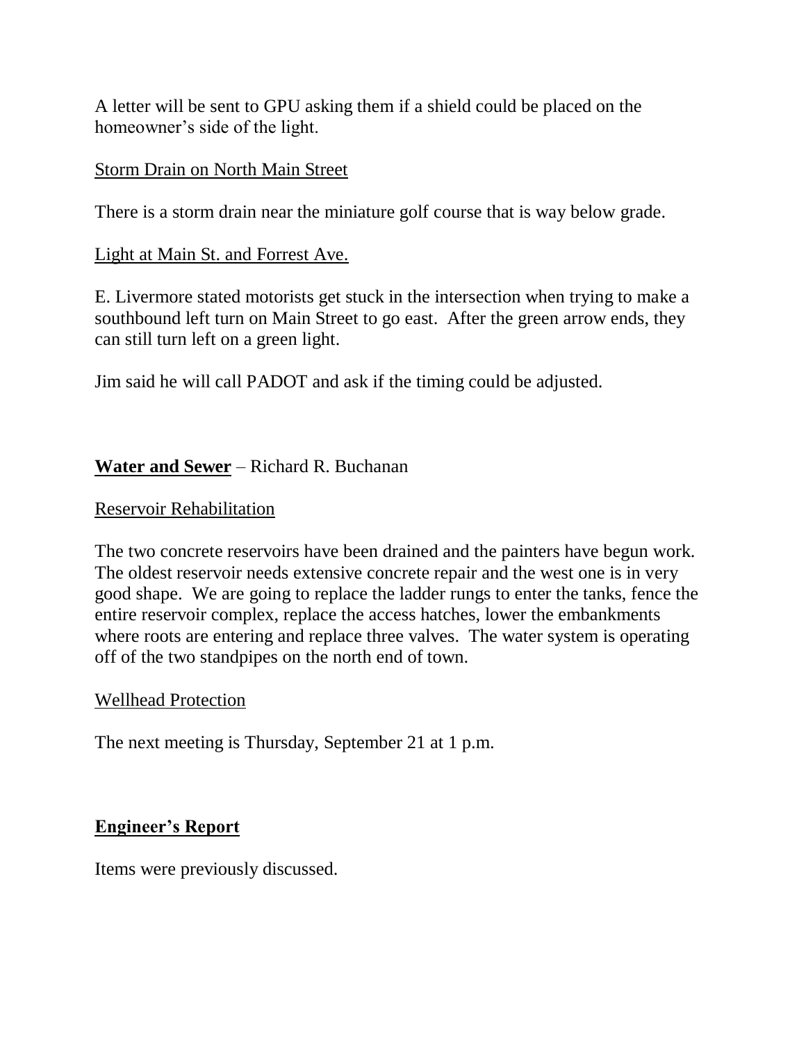A letter will be sent to GPU asking them if a shield could be placed on the homeowner's side of the light.

Storm Drain on North Main Street

There is a storm drain near the miniature golf course that is way below grade.

Light at Main St. and Forrest Ave.

E. Livermore stated motorists get stuck in the intersection when trying to make a southbound left turn on Main Street to go east. After the green arrow ends, they can still turn left on a green light.

Jim said he will call PADOT and ask if the timing could be adjusted.

**Water and Sewer** – Richard R. Buchanan

Reservoir Rehabilitation

The two concrete reservoirs have been drained and the painters have begun work. The oldest reservoir needs extensive concrete repair and the west one is in very good shape. We are going to replace the ladder rungs to enter the tanks, fence the entire reservoir complex, replace the access hatches, lower the embankments where roots are entering and replace three valves. The water system is operating off of the two standpipes on the north end of town.

Wellhead Protection

The next meeting is Thursday, September 21 at 1 p.m.

**Engineer's Report**

Items were previously discussed.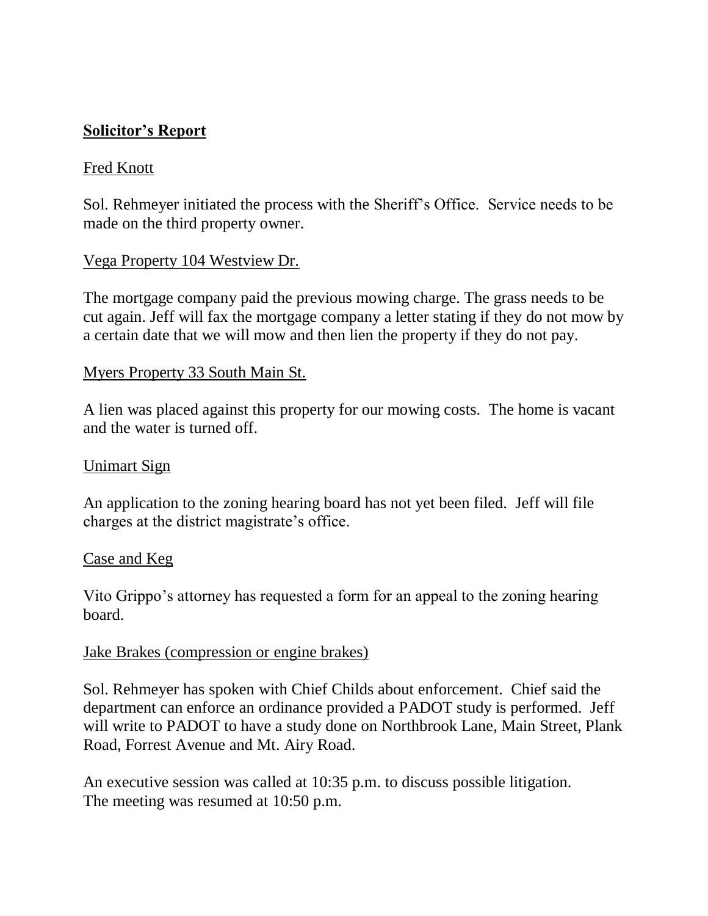## **Solicitor's Report**

Fred Knott

Sol. Rehmeyer initiated the process with the Sheriff's Office. Service needs to be made on the third property owner.

Vega Property 104 Westview Dr.

The mortgage company paid the previous mowing charge. The grass needs to be cut again. Jeff will fax the mortgage company a letter stating if they do not mow by a certain date that we will mow and then lien the property if they do not pay.

Myers Property 33 South Main St.

A lien was placed against this property for our mowing costs. The home is vacant and the water is turned off.

Unimart Sign

An application to the zoning hearing board has not yet been filed. Jeff will file charges at the district magistrate's office.

Case and Keg

Vito Grippo's attorney has requested a form for an appeal to the zoning hearing board.

Jake Brakes (compression or engine brakes)

Sol. Rehmeyer has spoken with Chief Childs about enforcement. Chief said the department can enforce an ordinance provided a PADOT study is performed. Jeff will write to PADOT to have a study done on Northbrook Lane, Main Street, Plank Road, Forrest Avenue and Mt. Airy Road.

An executive session was called at 10:35 p.m. to discuss possible litigation.
The meeting was resumed at 10:50 p.m.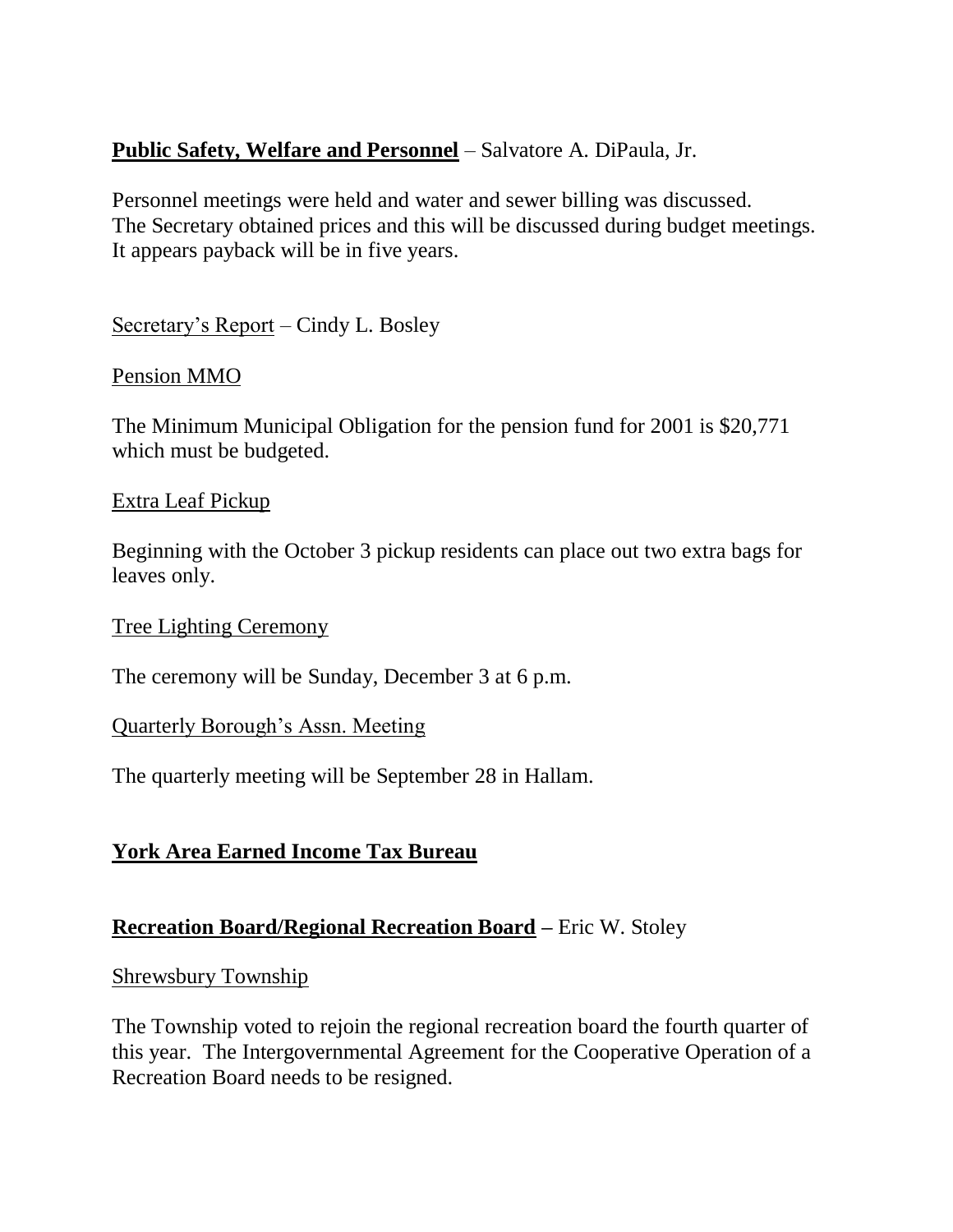**Public Safety, Welfare and Personnel** – Salvatore A. DiPaula, Jr.

Personnel meetings were held and water and sewer billing was discussed.
The Secretary obtained prices and this will be discussed during budget meetings.
It appears payback will be in five years.

Secretary's Report – Cindy L. Bosley

Pension MMO

The Minimum Municipal Obligation for the pension fund for 2001 is $20,771 which must be budgeted.

Extra Leaf Pickup

Beginning with the October 3 pickup residents can place out two extra bags for leaves only.

Tree Lighting Ceremony

The ceremony will be Sunday, December 3 at 6 p.m.

Quarterly Borough's Assn. Meeting

The quarterly meeting will be September 28 in Hallam.

**York Area Earned Income Tax Bureau**

**Recreation Board/Regional Recreation Board** – Eric W. Stoley

Shrewsbury Township

The Township voted to rejoin the regional recreation board the fourth quarter of this year. The Intergovernmental Agreement for the Cooperative Operation of a Recreation Board needs to be resigned.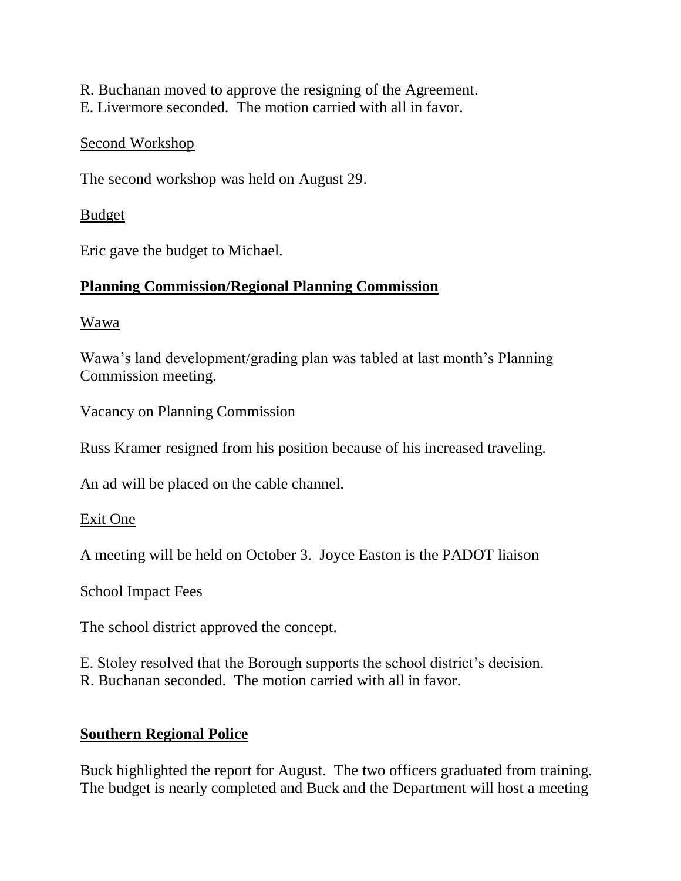R. Buchanan moved to approve the resigning of the Agreement.
E. Livermore seconded. The motion carried with all in favor.

Second Workshop

The second workshop was held on August 29.

Budget

Eric gave the budget to Michael.

## **Planning Commission/Regional Planning Commission**

Wawa

Wawa's land development/grading plan was tabled at last month's Planning Commission meeting.

Vacancy on Planning Commission

Russ Kramer resigned from his position because of his increased traveling.

An ad will be placed on the cable channel.

Exit One

A meeting will be held on October 3. Joyce Easton is the PADOT liaison

School Impact Fees

The school district approved the concept.

E. Stoley resolved that the Borough supports the school district's decision.
R. Buchanan seconded. The motion carried with all in favor.

## **Southern Regional Police**

Buck highlighted the report for August. The two officers graduated from training. The budget is nearly completed and Buck and the Department will host a meeting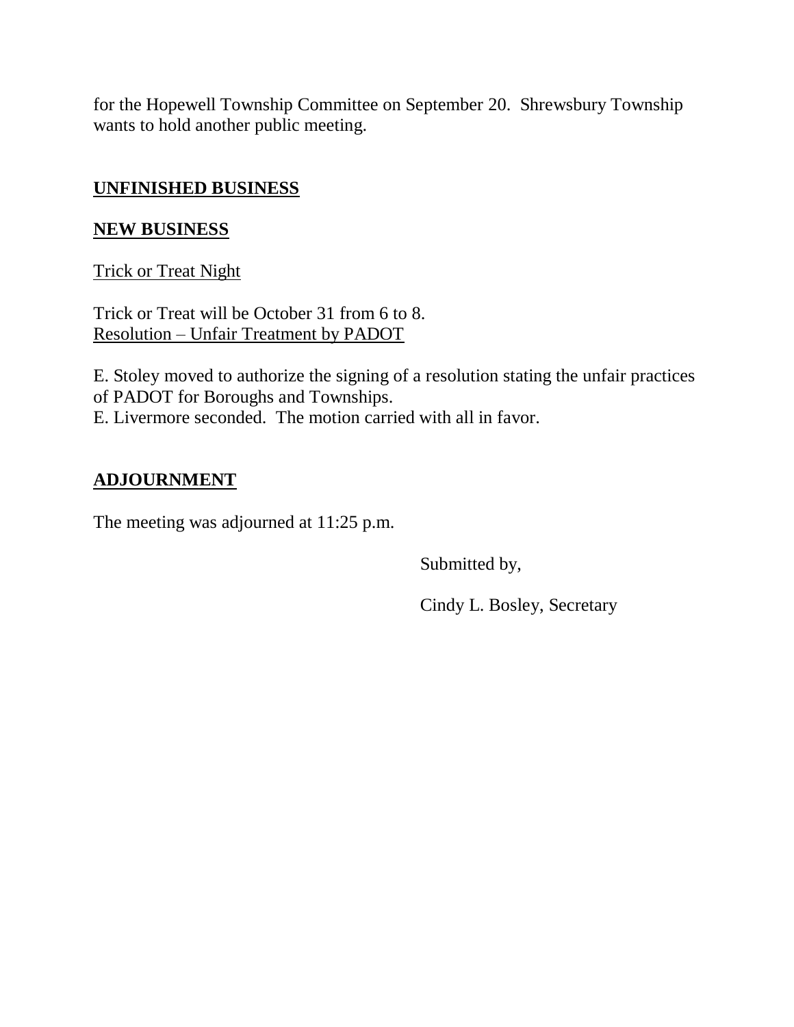for the Hopewell Township Committee on September 20. Shrewsbury Township wants to hold another public meeting.

## UNFINISHED BUSINESS

## NEW BUSINESS

Trick or Treat Night

Trick or Treat will be October 31 from 6 to 8.

Resolution – Unfair Treatment by PADOT

E. Stoley moved to authorize the signing of a resolution stating the unfair practices of PADOT for Boroughs and Townships.
E. Livermore seconded. The motion carried with all in favor.

## ADJOURNMENT

The meeting was adjourned at 11:25 p.m.

Submitted by,

Cindy L. Bosley, Secretary